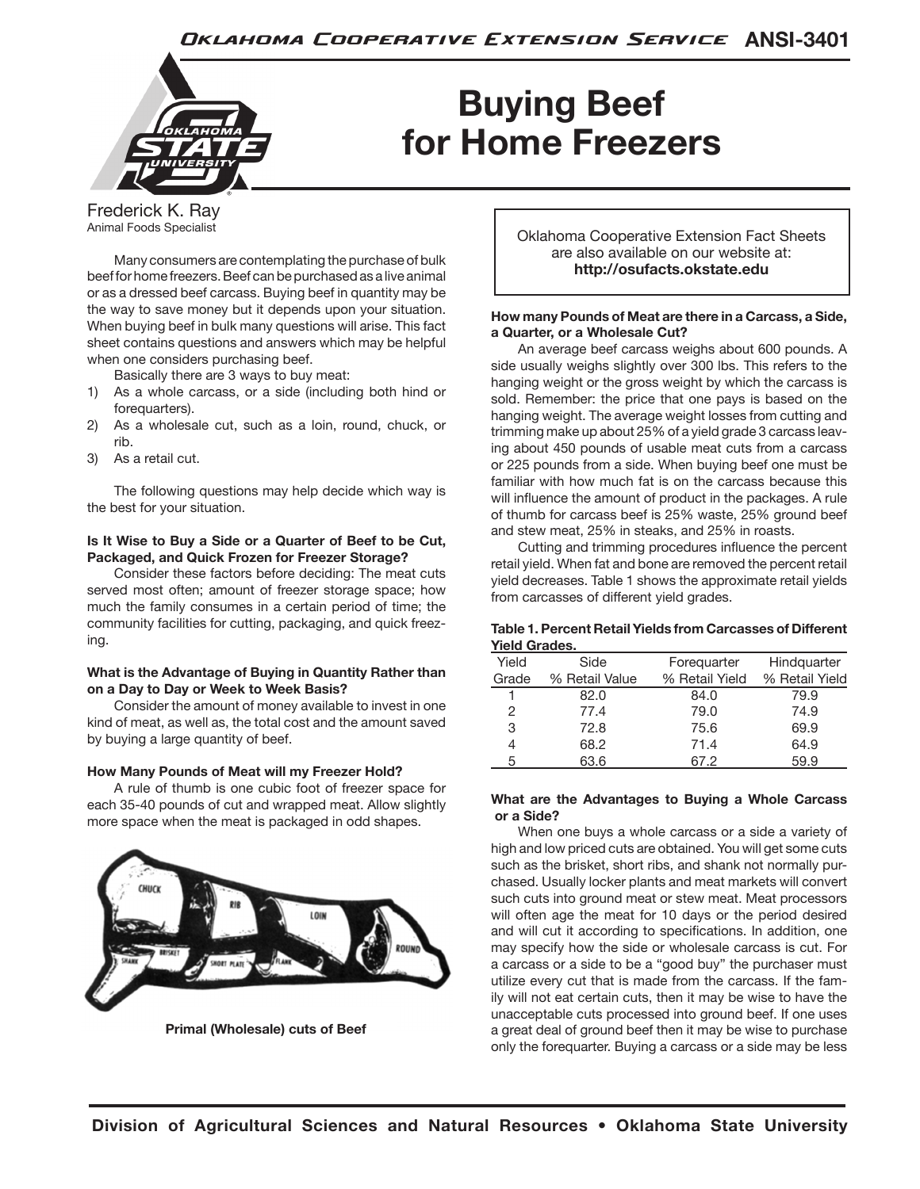# Buying Beef for Home Freezers

Frederick K. Ray
Animal Foods Specialist

Oklahoma Cooperative Extension Fact Sheets are also available on our website at: **http://osufacts.okstate.edu**

Many consumers are contemplating the purchase of bulk beef for home freezers. Beef can be purchased as a live animal or as a dressed beef carcass. Buying beef in quantity may be the way to save money but it depends upon your situation. When buying beef in bulk many questions will arise. This fact sheet contains questions and answers which may be helpful when one considers purchasing beef.

Basically there are 3 ways to buy meat:

1) As a whole carcass, or a side (including both hind or forequarters).
2) As a wholesale cut, such as a loin, round, chuck, or rib.
3) As a retail cut.

The following questions may help decide which way is the best for your situation.

#### Is It Wise to Buy a Side or a Quarter of Beef to be Cut, Packaged, and Quick Frozen for Freezer Storage?

Consider these factors before deciding: The meat cuts served most often; amount of freezer storage space; how much the family consumes in a certain period of time; the community facilities for cutting, packaging, and quick freezing.

#### What is the Advantage of Buying in Quantity Rather than on a Day to Day or Week to Week Basis?

Consider the amount of money available to invest in one kind of meat, as well as, the total cost and the amount saved by buying a large quantity of beef.

#### How Many Pounds of Meat will my Freezer Hold?

A rule of thumb is one cubic foot of freezer space for each 35-40 pounds of cut and wrapped meat. Allow slightly more space when the meat is packaged in odd shapes.

**Primal (Wholesale) cuts of Beef**

#### How many Pounds of Meat are there in a Carcass, a Side, a Quarter, or a Wholesale Cut?

An average beef carcass weighs about 600 pounds. A side usually weighs slightly over 300 lbs. This refers to the hanging weight or the gross weight by which the carcass is sold. Remember: the price that one pays is based on the hanging weight. The average weight losses from cutting and trimming make up about 25% of a yield grade 3 carcass leaving about 450 pounds of usable meat cuts from a carcass or 225 pounds from a side. When buying beef one must be familiar with how much fat is on the carcass because this will influence the amount of product in the packages. A rule of thumb for carcass beef is 25% waste, 25% ground beef and stew meat, 25% in steaks, and 25% in roasts.

Cutting and trimming procedures influence the percent retail yield. When fat and bone are removed the percent retail yield decreases. Table 1 shows the approximate retail yields from carcasses of different yield grades.

**Table 1. Percent Retail Yields from Carcasses of Different Yield Grades.**

| Yield Grade | Side % Retail Value | Forequarter % Retail Yield | Hindquarter % Retail Yield |
|---|---|---|---|
| 1 | 82.0 | 84.0 | 79.9 |
| 2 | 77.4 | 79.0 | 74.9 |
| 3 | 72.8 | 75.6 | 69.9 |
| 4 | 68.2 | 71.4 | 64.9 |
| 5 | 63.6 | 67.2 | 59.9 |

#### What are the Advantages to Buying a Whole Carcass or a Side?

When one buys a whole carcass or a side a variety of high and low priced cuts are obtained. You will get some cuts such as the brisket, short ribs, and shank not normally purchased. Usually locker plants and meat markets will convert such cuts into ground meat or stew meat. Meat processors will often age the meat for 10 days or the period desired and will cut it according to specifications. In addition, one may specify how the side or wholesale carcass is cut. For a carcass or a side to be a "good buy" the purchaser must utilize every cut that is made from the carcass. If the family will not eat certain cuts, then it may be wise to have the unacceptable cuts processed into ground beef. If one uses a great deal of ground beef then it may be wise to purchase only the forequarter. Buying a carcass or a side may be less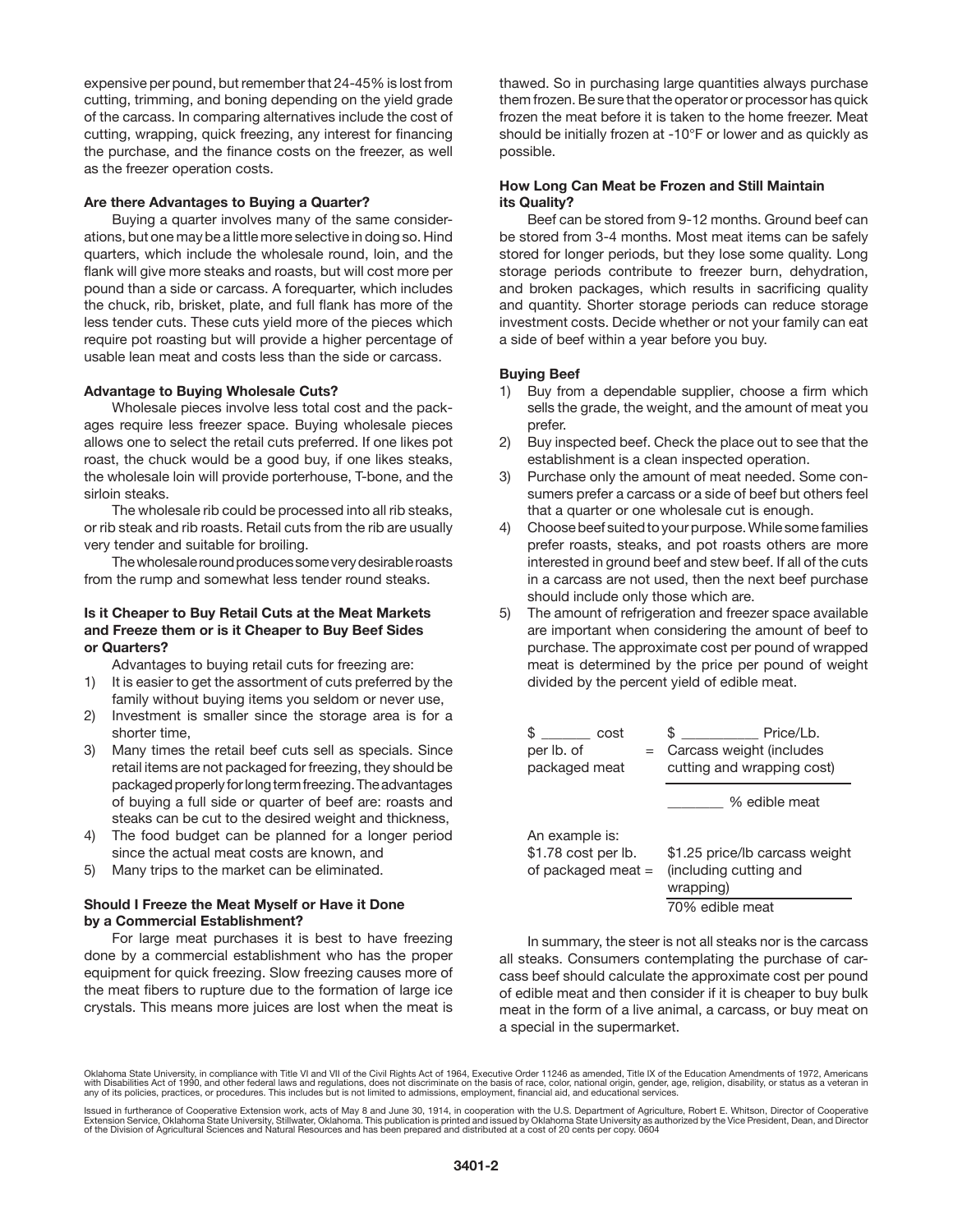expensive per pound, but remember that 24-45% is lost from cutting, trimming, and boning depending on the yield grade of the carcass. In comparing alternatives include the cost of cutting, wrapping, quick freezing, any interest for financing the purchase, and the finance costs on the freezer, as well as the freezer operation costs.

**Are there Advantages to Buying a Quarter?**

Buying a quarter involves many of the same considerations, but one may be a little more selective in doing so. Hind quarters, which include the wholesale round, loin, and the flank will give more steaks and roasts, but will cost more per pound than a side or carcass. A forequarter, which includes the chuck, rib, brisket, plate, and full flank has more of the less tender cuts. These cuts yield more of the pieces which require pot roasting but will provide a higher percentage of usable lean meat and costs less than the side or carcass.

**Advantage to Buying Wholesale Cuts?**

Wholesale pieces involve less total cost and the packages require less freezer space. Buying wholesale pieces allows one to select the retail cuts preferred. If one likes pot roast, the chuck would be a good buy, if one likes steaks, the wholesale loin will provide porterhouse, T-bone, and the sirloin steaks.

The wholesale rib could be processed into all rib steaks, or rib steak and rib roasts. Retail cuts from the rib are usually very tender and suitable for broiling.

The wholesale round produces some very desirable roasts from the rump and somewhat less tender round steaks.

**Is it Cheaper to Buy Retail Cuts at the Meat Markets and Freeze them or is it Cheaper to Buy Beef Sides or Quarters?**

Advantages to buying retail cuts for freezing are:

1) It is easier to get the assortment of cuts preferred by the family without buying items you seldom or never use,
2) Investment is smaller since the storage area is for a shorter time,
3) Many times the retail beef cuts sell as specials. Since retail items are not packaged for freezing, they should be packaged properly for long term freezing. The advantages of buying a full side or quarter of beef are: roasts and steaks can be cut to the desired weight and thickness,
4) The food budget can be planned for a longer period since the actual meat costs are known, and
5) Many trips to the market can be eliminated.

**Should I Freeze the Meat Myself or Have it Done by a Commercial Establishment?**

For large meat purchases it is best to have freezing done by a commercial establishment who has the proper equipment for quick freezing. Slow freezing causes more of the meat fibers to rupture due to the formation of large ice crystals. This means more juices are lost when the meat is thawed. So in purchasing large quantities always purchase them frozen. Be sure that the operator or processor has quick frozen the meat before it is taken to the home freezer. Meat should be initially frozen at -10°F or lower and as quickly as possible.

**How Long Can Meat be Frozen and Still Maintain its Quality?**

Beef can be stored from 9-12 months. Ground beef can be stored from 3-4 months. Most meat items can be safely stored for longer periods, but they lose some quality. Long storage periods contribute to freezer burn, dehydration, and broken packages, which results in sacrificing quality and quantity. Shorter storage periods can reduce storage investment costs. Decide whether or not your family can eat a side of beef within a year before you buy.

**Buying Beef**

1) Buy from a dependable supplier, choose a firm which sells the grade, the weight, and the amount of meat you prefer.
2) Buy inspected beef. Check the place out to see that the establishment is a clean inspected operation.
3) Purchase only the amount of meat needed. Some consumers prefer a carcass or a side of beef but others feel that a quarter or one wholesale cut is enough.
4) Choose beef suited to your purpose. While some families prefer roasts, steaks, and pot roasts others are more interested in ground beef and stew beef. If all of the cuts in a carcass are not used, then the next beef purchase should include only those which are.
5) The amount of refrigeration and freezer space available are important when considering the amount of beef to purchase. The approximate cost per pound of wrapped meat is determined by the price per pound of weight divided by the percent yield of edible meat.

$$\$\_\_\_\_\_\_ \text{ cost per lb. of packaged meat} = \frac{\$\_\_\_\_\_\_\_\_\_\_ \text{ Price/Lb. Carcass weight (includes cutting and wrapping cost)}}{\_\_\_\_\_\_\_\_ \text{ \% edible meat}}$$

An example is:

$$\$1.78 \text{ cost per lb. of packaged meat} = \frac{\$1.25 \text{ price/lb carcass weight (including cutting and wrapping)}}{70\% \text{ edible meat}}$$

In summary, the steer is not all steaks nor is the carcass all steaks. Consumers contemplating the purchase of carcass beef should calculate the approximate cost per pound of edible meat and then consider if it is cheaper to buy bulk meat in the form of a live animal, a carcass, or buy meat on a special in the supermarket.

Oklahoma State University, in compliance with Title VI and VII of the Civil Rights Act of 1964, Executive Order 11246 as amended, Title IX of the Education Amendments of 1972, Americans with Disabilities Act of 1990, and other federal laws and regulations, does not discriminate on the basis of race, color, national origin, gender, age, religion, disability, or status as a veteran in any of its policies, practices, or procedures. This includes but is not limited to admissions, employment, financial aid, and educational services.

Issued in furtherance of Cooperative Extension work, acts of May 8 and June 30, 1914, in cooperation with the U.S. Department of Agriculture, Robert E. Whitson, Director of Cooperative Extension Service, Oklahoma State University, Stillwater, Oklahoma. This publication is printed and issued by Oklahoma State University as authorized by the Vice President, Dean, and Director of the Division of Agricultural Sciences and Natural Resources and has been prepared and distributed at a cost of 20 cents per copy. 0604